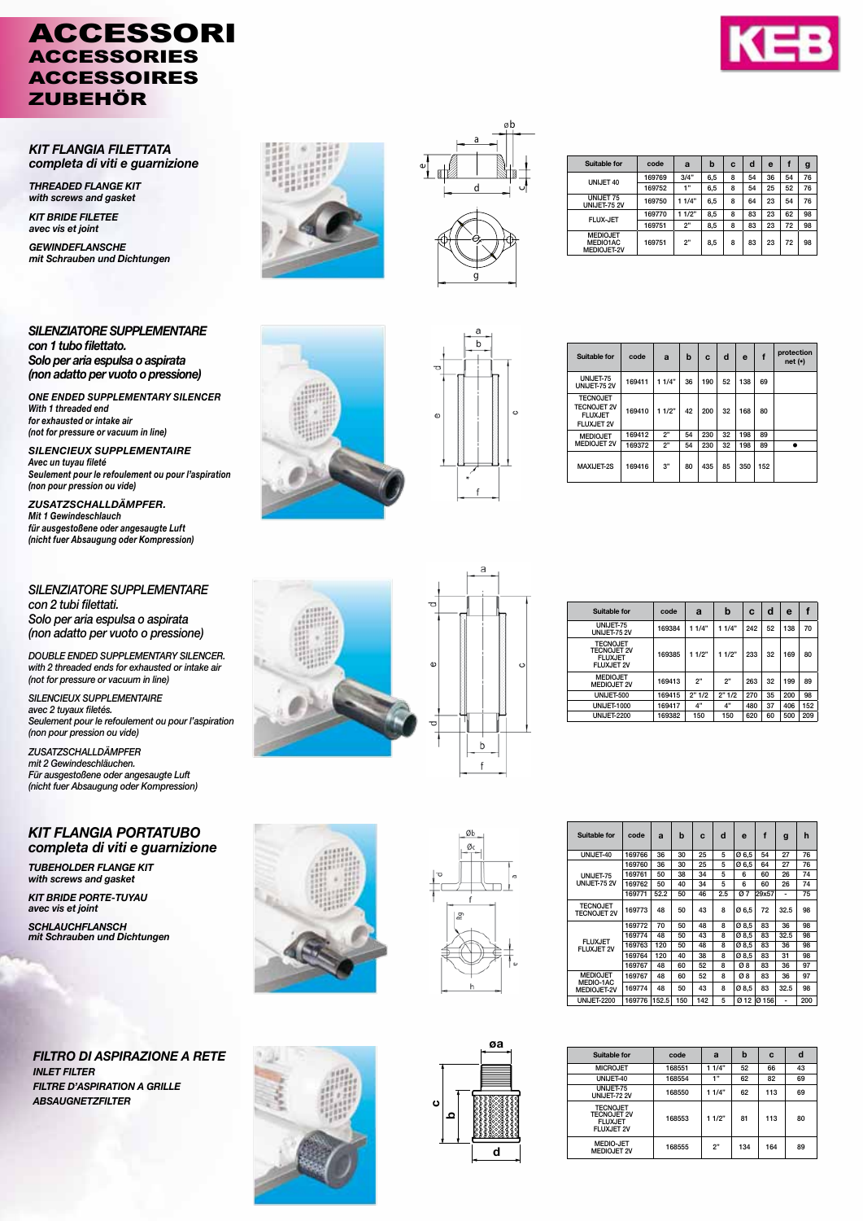# ACCESSORI
# ACCESSORIES
# ACCESSOIRES
# ZUBEHÖR

## *KIT FLANGIA FILETTATA completa di viti e guarnizione*

***THREADED FLANGE KIT with screws and gasket***

***KIT BRIDE FILETEE avec vis et joint***

***GEWINDEFLANSCHE mit Schrauben und Dichtungen***

| Suitable for | code | a | b | c | d | e | f | g |
|---|---|---|---|---|---|---|---|---|
| UNIJET 40 | 169769 | 3/4" | 6,5 | 8 | 54 | 36 | 54 | 76 |
| | 169752 | 1" | 6,5 | 8 | 54 | 25 | 52 | 76 |
| UNIJET 75 UNIJET-75 2V | 169750 | 1 1/4" | 6,5 | 8 | 64 | 23 | 54 | 76 |
| FLUX-JET | 169770 | 1 1/2" | 8,5 | 8 | 83 | 23 | 62 | 98 |
| | 169751 | 2" | 8,5 | 8 | 83 | 23 | 72 | 98 |
| MEDIOJET MEDIO1AC MEDIOJET-2V | 169751 | 2" | 8,5 | 8 | 83 | 23 | 72 | 98 |

## *SILENZIATORE SUPPLEMENTARE con 1 tubo filettato. Solo per aria espulsa o aspirata (non adatto per vuoto o pressione)*

***ONE ENDED SUPPLEMENTARY SILENCER With 1 threaded end for exhausted or intake air (not for pressure or vacuum in line)***

***SILENCIEUX SUPPLEMENTAIRE Avec un tuyau fileté Seulement pour le refoulement ou pour l'aspiration (non pour pression ou vide)***

***ZUSATZSCHALLDÄMPFER. Mit 1 Gewindeschlauch für ausgestoßene oder angesaugte Luft (nicht fuer Absaugung oder Kompression)***

| Suitable for | code | a | b | c | d | e | f | protection net (•) |
|---|---|---|---|---|---|---|---|---|
| UNIJET-75 UNIJET-75 2V | 169411 | 1 1/4" | 36 | 190 | 52 | 138 | 69 | |
| TECNOJET TECNOJET 2V FLUXJET FLUXJET 2V | 169410 | 1 1/2" | 42 | 200 | 32 | 168 | 80 | |
| MEDIOJET MEDIOJET 2V | 169412 | 2" | 54 | 230 | 32 | 198 | 89 | |
| | 169372 | 2" | 54 | 230 | 32 | 198 | 89 | • |
| MAXIJET-2S | 169416 | 3" | 80 | 435 | 85 | 350 | 152 | |

## *SILENZIATORE SUPPLEMENTARE con 2 tubi filettati. Solo per aria espulsa o aspirata (non adatto per vuoto o pressione)*

*DOUBLE ENDED SUPPLEMENTARY SILENCER. with 2 threaded ends for exhausted or intake air (not for pressure or vacuum in line)*

*SILENCIEUX SUPPLEMENTAIRE avec 2 tuyaux filetés. Seulement pour le refoulement ou pour l'aspiration (non pour pression ou vide)*

*ZUSATZSCHALLDÄMPFER mit 2 Gewindeschläuchen. Für ausgestoßene oder angesaugte Luft (nicht fuer Absaugung oder Kompression)*

| Suitable for | code | a | b | c | d | e | f |
|---|---|---|---|---|---|---|---|
| UNIJET-75 UNIJET-75 2V | 169384 | 1 1/4" | 1 1/4" | 242 | 52 | 138 | 70 |
| TECNOJET TECNOJET 2V FLUXJET FLUXJET 2V | 169385 | 1 1/2" | 1 1/2" | 233 | 32 | 169 | 80 |
| MEDIOJET MEDIOJET 2V | 169413 | 2" | 2" | 263 | 32 | 199 | 89 |
| UNIJET-500 | 169415 | 2" 1/2 | 2" 1/2 | 270 | 35 | 200 | 98 |
| UNIJET-1000 | 169417 | 4" | 4" | 480 | 37 | 406 | 152 |
| UNIJET-2200 | 169382 | 150 | 150 | 620 | 60 | 500 | 209 |

## *KIT FLANGIA PORTATUBO completa di viti e guarnizione*

***TUBEHOLDER FLANGE KIT with screws and gasket***

***KIT BRIDE PORTE-TUYAU avec vis et joint***

***SCHLAUCHFLANSCH mit Schrauben und Dichtungen***

| Suitable for | code | a | b | c | d | e | f | g | h |
|---|---|---|---|---|---|---|---|---|---|
| UNIJET-40 | 169766 | 36 | 30 | 25 | 5 | Ø 6,5 | 54 | 27 | 76 |
| UNIJET-75 UNIJET-75 2V | 169760 | 36 | 30 | 25 | 5 | Ø 6,5 | 64 | 27 | 76 |
| | 169761 | 50 | 38 | 34 | 5 | 6 | 60 | 26 | 74 |
| | 169762 | 50 | 40 | 34 | 5 | 6 | 60 | 26 | 74 |
| | 169771 | 52,2 | 50 | 46 | 2,5 | Ø 7 | 29x57 | - | 75 |
| TECNOJET TECNOJET 2V | 169773 | 48 | 50 | 43 | 8 | Ø 6,5 | 72 | 32,5 | 98 |
| FLUXJET FLUXJET 2V | 169772 | 70 | 50 | 48 | 8 | Ø 8,5 | 83 | 36 | 98 |
| | 169774 | 48 | 50 | 43 | 8 | Ø 8,5 | 83 | 32,5 | 98 |
| | 169763 | 120 | 50 | 48 | 8 | Ø 8,5 | 83 | 36 | 98 |
| | 169764 | 120 | 40 | 38 | 8 | Ø 8,5 | 83 | 31 | 98 |
| | 169767 | 48 | 60 | 52 | 8 | Ø 8 | 83 | 36 | 97 |
| MEDIOJET MEDIO-1AC MEDIOJET-2V | 169767 | 48 | 60 | 52 | 8 | Ø 8 | 83 | 36 | 97 |
| | 169774 | 48 | 50 | 43 | 8 | Ø 8,5 | 83 | 32,5 | 98 |
| UNIJET-2200 | 169776 | 152,5 | 150 | 142 | 5 | Ø 12 | Ø 156 | - | 200 |

## *FILTRO DI ASPIRAZIONE A RETE*

***INLET FILTER***

***FILTRE D'ASPIRATION A GRILLE***

***ABSAUGNETZFILTER***

| Suitable for | code | a | b | c | d |
|---|---|---|---|---|---|
| MICROJET | 168551 | 1 1/4" | 52 | 66 | 43 |
| UNIJET-40 | 168554 | 1" | 62 | 82 | 69 |
| UNIJET-75 UNIJET-72 2V | 168550 | 1 1/4" | 62 | 113 | 69 |
| TECNOJET TECNOJET 2V FLUXJET FLUXJET 2V | 168553 | 1 1/2" | 81 | 113 | 80 |
| MEDIO-JET MEDIOJET 2V | 168555 | 2" | 134 | 164 | 89 |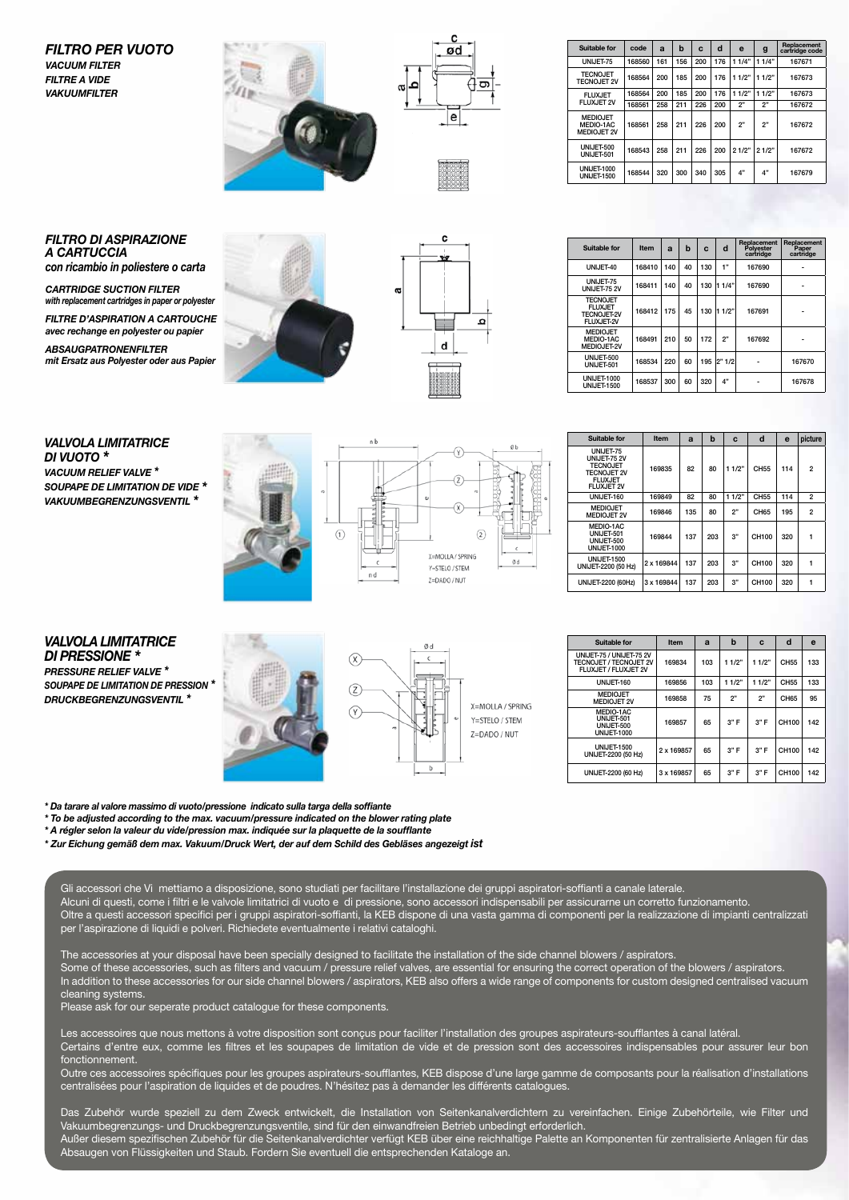## FILTRO PER VUOTO

***VACUUM FILTER***
***FILTRE A VIDE***
***VAKUUMFILTER***

| Suitable for | code | a | b | c | d | e | g | Replacement cartridge code |
|---|---|---|---|---|---|---|---|---|
| UNIJET-75 | 168560 | 161 | 156 | 200 | 176 | 1 1/4" | 1 1/4" | 167671 |
| TECNOJET TECNOJET 2V | 168564 | 200 | 185 | 200 | 176 | 1 1/2" | 1 1/2" | 167673 |
| FLUXJET | 168564 | 200 | 185 | 200 | 176 | 1 1/2" | 1 1/2" | 167673 |
| FLUXJET 2V | 168561 | 258 | 211 | 226 | 200 | 2" | 2" | 167672 |
| MEDIOJET MEDIO-1AC MEDIOJET 2V | 168561 | 258 | 211 | 226 | 200 | 2" | 2" | 167672 |
| UNIJET-500 UNIJET-501 | 168543 | 258 | 211 | 226 | 200 | 2 1/2" | 2 1/2" | 167672 |
| UNIJET-1000 UNIJET-1500 | 168544 | 320 | 300 | 340 | 305 | 4" | 4" | 167679 |

## FILTRO DI ASPIRAZIONE A CARTUCCIA

*con ricambio in poliestere o carta*

***CARTRIDGE SUCTION FILTER***
***with replacement cartridges in paper or polyester***

***FILTRE D'ASPIRATION A CARTOUCHE***
***avec rechange en polyester ou papier***

***ABSAUGPATRONENFILTER***
***mit Ersatz aus Polyester oder aus Papier***

| Suitable for | Item | a | b | c | d | Replacement Polyester cartridge | Replacement Paper cartridge |
|---|---|---|---|---|---|---|---|
| UNIJET-40 | 168410 | 140 | 40 | 130 | 1" | 167690 | - |
| UNIJET-75 UNIJET-75 2V | 168411 | 140 | 40 | 130 | 1 1/4" | 167690 | - |
| TECNOJET FLUXJET TECNOJET-2V FLUXJET-2V | 168412 | 175 | 45 | 130 | 1 1/2" | 167691 | - |
| MEDIOJET MEDIO-1AC MEDIOJET-2V | 168491 | 210 | 50 | 172 | 2" | 167692 | - |
| UNIJET-500 UNIJET-501 | 168534 | 220 | 60 | 195 | 2" 1/2 | - | 167670 |
| UNIJET-1000 UNIJET-1500 | 168537 | 300 | 60 | 320 | 4" | - | 167678 |

## VALVOLA LIMITATRICE DI VUOTO *

***VACUUM RELIEF VALVE ****
***SOUPAPE DE LIMITATION DE VIDE ****
***VAKUUMBEGRENZUNGSVENTIL ****

X=MOLLA / SPRING
Y=STELO / STEM
Z=DADO / NUT

| Suitable for | Item | a | b | c | d | e | picture |
|---|---|---|---|---|---|---|---|
| UNIJET-75 UNIJET-75 2V TECNOJET TECNOJET 2V FLUXJET FLUXJET 2V | 169835 | 82 | 80 | 1 1/2" | CH55 | 114 | 2 |
| UNIJET-160 | 169849 | 82 | 80 | 1 1/2" | CH55 | 114 | 2 |
| MEDIOJET MEDIOJET 2V | 169846 | 135 | 80 | 2" | CH65 | 195 | 2 |
| MEDIO-1AC UNIJET-501 UNIJET-500 UNIJET-1000 | 169844 | 137 | 203 | 3" | CH100 | 320 | 1 |
| UNIJET-1500 UNIJET-2200 (50 Hz) | 2 x 169844 | 137 | 203 | 3" | CH100 | 320 | 1 |
| UNIJET-2200 (60Hz) | 3 x 169844 | 137 | 203 | 3" | CH100 | 320 | 1 |

## VALVOLA LIMITATRICE DI PRESSIONE *

***PRESSURE RELIEF VALVE ****
***SOUPAPE DE LIMITATION DE PRESSION ****
***DRUCKBEGRENZUNGSVENTIL ****

X=MOLLA / SPRING
Y=STELO / STEM
Z=DADO / NUT

| Suitable for | Item | a | b | c | d | e |
|---|---|---|---|---|---|---|
| UNIJET-75 / UNIJET-75 2V TECNOJET / TECNOJET 2V FLUXJET / FLUXJET 2V | 169834 | 103 | 1 1/2" | 1 1/2" | CH55 | 133 |
| UNIJET-160 | 169856 | 103 | 1 1/2" | 1 1/2" | CH55 | 133 |
| MEDIOJET MEDIOJET 2V | 169858 | 75 | 2" | 2" | CH65 | 95 |
| MEDIO-1AC UNIJET-501 UNIJET-500 UNIJET-1000 | 169857 | 65 | 3" F | 3" F | CH100 | 142 |
| UNIJET-1500 UNIJET-2200 (50 Hz) | 2 x 169857 | 65 | 3" F | 3" F | CH100 | 142 |
| UNIJET-2200 (60 Hz) | 3 x 169857 | 65 | 3" F | 3" F | CH100 | 142 |

***** Da tarare al valore massimo di vuoto/pressione indicato sulla targa della soffiante*
***** To be adjusted according to the max. vacuum/pressure indicated on the blower rating plate*
***** A régler selon la valeur du vide/pression max. indiquée sur la plaquette de la soufflante*
***** Zur Eichung gemäß dem max. Vakuum/Druck Wert, der auf dem Schild des Gebläses angezeigt ist*

Gli accessori che Vi mettiamo a disposizione, sono studiati per facilitare l'installazione dei gruppi aspiratori-soffianti a canale laterale.
Alcuni di questi, come i filtri e le valvole limitatrici di vuoto e di pressione, sono accessori indispensabili per assicurare un corretto funzionamento.
Oltre a questi accessori specifici per i gruppi aspiratori-soffianti, la KEB dispone di una vasta gamma di componenti per la realizzazione di impianti centralizzati per l'aspirazione di liquidi e polveri. Richiedete eventualmente i relativi cataloghi.

The accessories at your disposal have been specially designed to facilitate the installation of the side channel blowers / aspirators.
Some of these accessories, such as filters and vacuum / pressure relief valves, are essential for ensuring the correct operation of the blowers / aspirators.
In addition to these accessories for our side channel blowers / aspirators, KEB also offers a wide range of components for custom designed centralised vacuum cleaning systems.
Please ask for our seperate product catalogue for these components.

Les accessoires que nous mettons à votre disposition sont conçus pour faciliter l'installation des groupes aspirateurs-soufflantes à canal latéral.
Certains d'entre eux, comme les filtres et les soupapes de limitation de vide et de pression sont des accessoires indispensables pour assurer leur bon fonctionnement.
Outre ces accessoires spécifiques pour les groupes aspirateurs-soufflantes, KEB dispose d'une large gamme de composants pour la réalisation d'installations centralisées pour l'aspiration de liquides et de poudres. N'hésitez pas à demander les différents catalogues.

Das Zubehör wurde speziell zu dem Zweck entwickelt, die Installation von Seitenkanalverdichtern zu vereinfachen. Einige Zubehörteile, wie Filter und Vakuumbegrenzungs- und Druckbegrenzungsventile, sind für den einwandfreien Betrieb unbedingt erforderlich.
Außer diesem spezifischen Zubehör für die Seitenkanalverdichter verfügt KEB über eine reichhaltige Palette an Komponenten für zentralisierte Anlagen für das Absaugen von Flüssigkeiten und Staub. Fordern Sie eventuell die entsprechenden Kataloge an.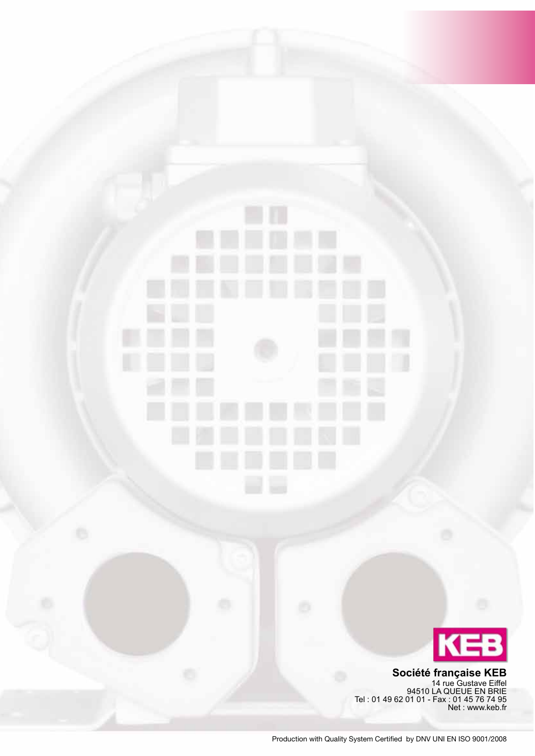KEB

**Société française KEB**

14 rue Gustave Eiffel
94510 LA QUEUE EN BRIE
Tel : 01 49 62 01 01 - Fax : 01 45 76 74 95
Net : www.keb.fr

Production with Quality System Certified by DNV UNI EN ISO 9001/2008